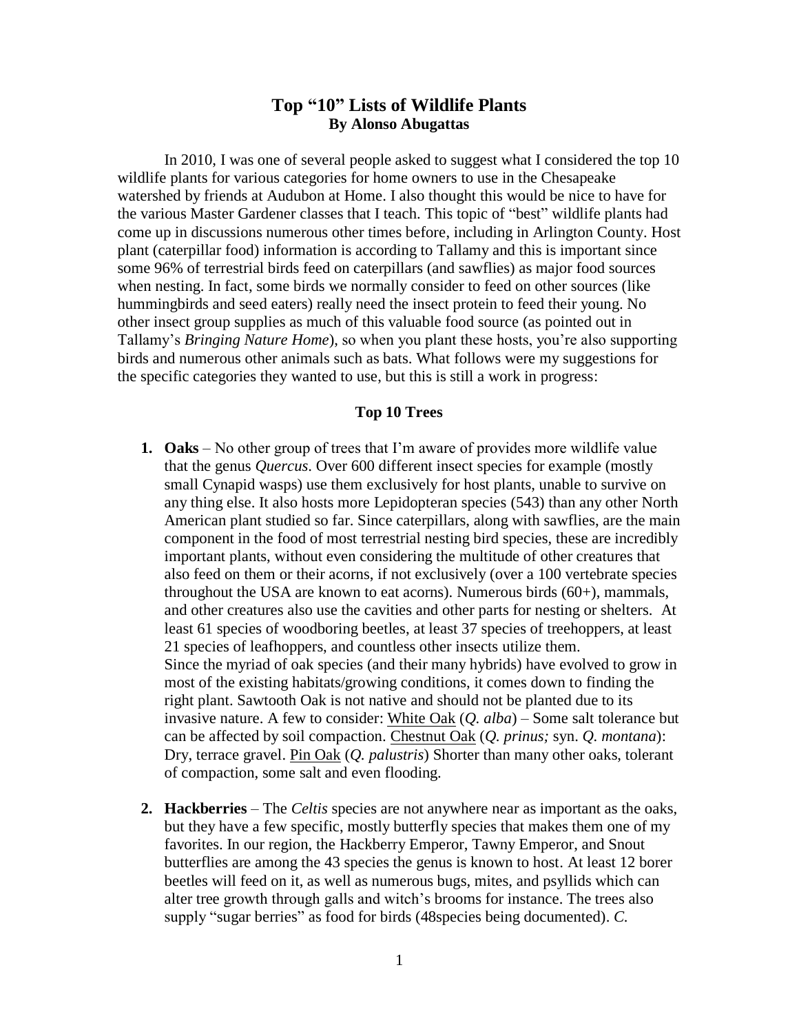# Top "10" Lists of Wildlife Plants

**By Alonso Abugattas**

In 2010, I was one of several people asked to suggest what I considered the top 10 wildlife plants for various categories for home owners to use in the Chesapeake watershed by friends at Audubon at Home. I also thought this would be nice to have for the various Master Gardener classes that I teach. This topic of "best" wildlife plants had come up in discussions numerous other times before, including in Arlington County. Host plant (caterpillar food) information is according to Tallamy and this is important since some 96% of terrestrial birds feed on caterpillars (and sawflies) as major food sources when nesting. In fact, some birds we normally consider to feed on other sources (like hummingbirds and seed eaters) really need the insect protein to feed their young. No other insect group supplies as much of this valuable food source (as pointed out in Tallamy's *Bringing Nature Home*), so when you plant these hosts, you're also supporting birds and numerous other animals such as bats. What follows were my suggestions for the specific categories they wanted to use, but this is still a work in progress:

## Top 10 Trees

1. **Oaks** – No other group of trees that I'm aware of provides more wildlife value that the genus *Quercus*. Over 600 different insect species for example (mostly small Cynapid wasps) use them exclusively for host plants, unable to survive on any thing else. It also hosts more Lepidopteran species (543) than any other North American plant studied so far. Since caterpillars, along with sawflies, are the main component in the food of most terrestrial nesting bird species, these are incredibly important plants, without even considering the multitude of other creatures that also feed on them or their acorns, if not exclusively (over a 100 vertebrate species throughout the USA are known to eat acorns). Numerous birds (60+), mammals, and other creatures also use the cavities and other parts for nesting or shelters. At least 61 species of woodboring beetles, at least 37 species of treehoppers, at least 21 species of leafhoppers, and countless other insects utilize them.
   Since the myriad of oak species (and their many hybrids) have evolved to grow in most of the existing habitats/growing conditions, it comes down to finding the right plant. Sawtooth Oak is not native and should not be planted due to its invasive nature. A few to consider: White Oak (*Q. alba*) – Some salt tolerance but can be affected by soil compaction. Chestnut Oak (*Q. prinus;* syn. *Q. montana*): Dry, terrace gravel. Pin Oak (*Q. palustris*) Shorter than many other oaks, tolerant of compaction, some salt and even flooding.

2. **Hackberries** – The *Celtis* species are not anywhere near as important as the oaks, but they have a few specific, mostly butterfly species that makes them one of my favorites. In our region, the Hackberry Emperor, Tawny Emperor, and Snout butterflies are among the 43 species the genus is known to host. At least 12 borer beetles will feed on it, as well as numerous bugs, mites, and psyllids which can alter tree growth through galls and witch's brooms for instance. The trees also supply "sugar berries" as food for birds (48species being documented). *C.*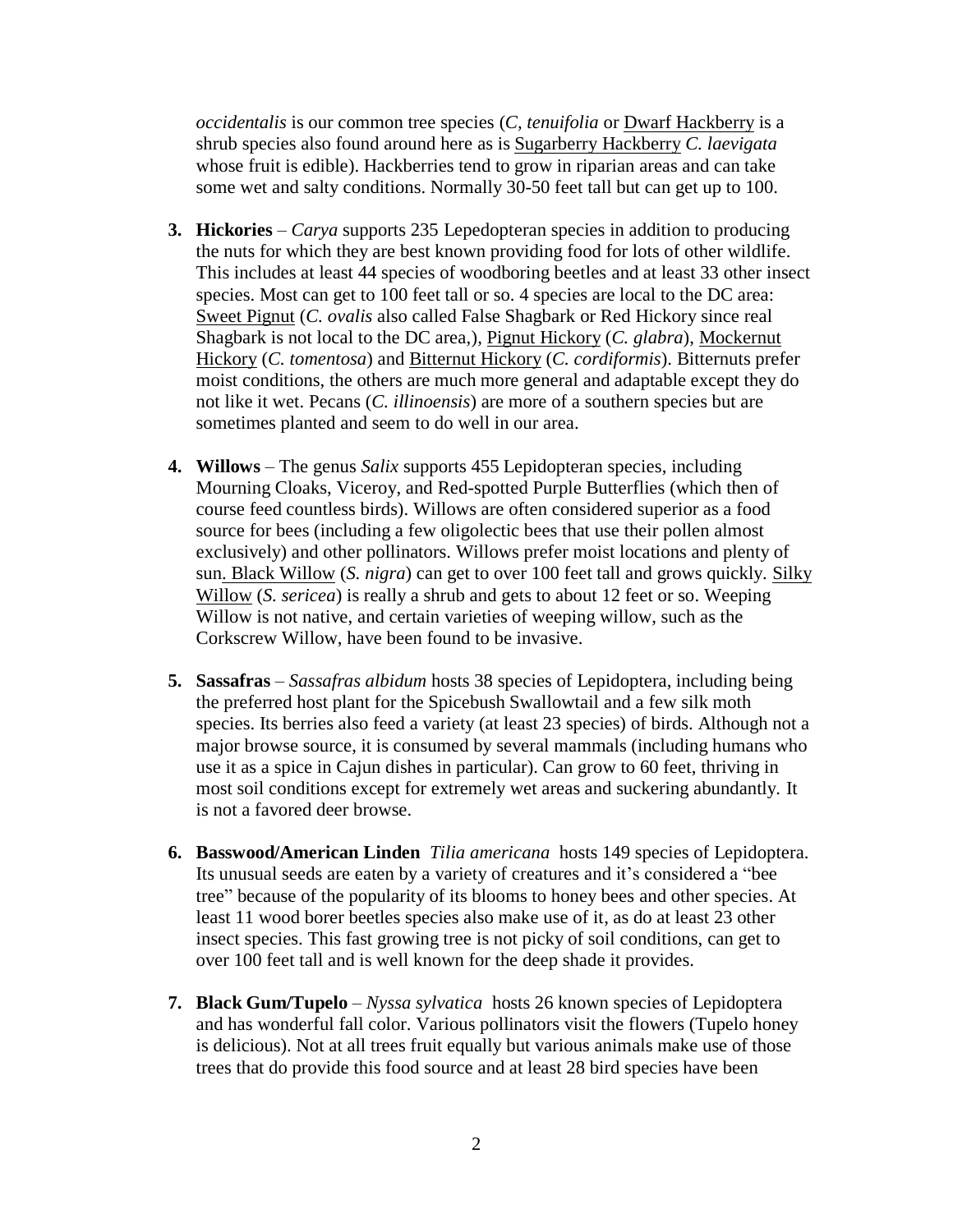*occidentalis* is our common tree species (*C, tenuifolia* or Dwarf Hackberry is a shrub species also found around here as is Sugarberry Hackberry *C. laevigata* whose fruit is edible). Hackberries tend to grow in riparian areas and can take some wet and salty conditions. Normally 30-50 feet tall but can get up to 100.

3. **Hickories** – *Carya* supports 235 Lepedopteran species in addition to producing the nuts for which they are best known providing food for lots of other wildlife. This includes at least 44 species of woodboring beetles and at least 33 other insect species. Most can get to 100 feet tall or so. 4 species are local to the DC area: Sweet Pignut (*C. ovalis* also called False Shagbark or Red Hickory since real Shagbark is not local to the DC area,), Pignut Hickory (*C. glabra*), Mockernut Hickory (*C. tomentosa*) and Bitternut Hickory (*C. cordiformis*). Bitternuts prefer moist conditions, the others are much more general and adaptable except they do not like it wet. Pecans (*C. illinoensis*) are more of a southern species but are sometimes planted and seem to do well in our area.

4. **Willows** – The genus *Salix* supports 455 Lepidopteran species, including Mourning Cloaks, Viceroy, and Red-spotted Purple Butterflies (which then of course feed countless birds). Willows are often considered superior as a food source for bees (including a few oligolectic bees that use their pollen almost exclusively) and other pollinators. Willows prefer moist locations and plenty of sun. Black Willow (*S. nigra*) can get to over 100 feet tall and grows quickly. Silky Willow (*S. sericea*) is really a shrub and gets to about 12 feet or so. Weeping Willow is not native, and certain varieties of weeping willow, such as the Corkscrew Willow, have been found to be invasive.

5. **Sassafras** – *Sassafras albidum* hosts 38 species of Lepidoptera, including being the preferred host plant for the Spicebush Swallowtail and a few silk moth species. Its berries also feed a variety (at least 23 species) of birds. Although not a major browse source, it is consumed by several mammals (including humans who use it as a spice in Cajun dishes in particular). Can grow to 60 feet, thriving in most soil conditions except for extremely wet areas and suckering abundantly. It is not a favored deer browse.

6. **Basswood/American Linden** *Tilia americana* hosts 149 species of Lepidoptera. Its unusual seeds are eaten by a variety of creatures and it's considered a "bee tree" because of the popularity of its blooms to honey bees and other species. At least 11 wood borer beetles species also make use of it, as do at least 23 other insect species. This fast growing tree is not picky of soil conditions, can get to over 100 feet tall and is well known for the deep shade it provides.

7. **Black Gum/Tupelo** – *Nyssa sylvatica* hosts 26 known species of Lepidoptera and has wonderful fall color. Various pollinators visit the flowers (Tupelo honey is delicious). Not at all trees fruit equally but various animals make use of those trees that do provide this food source and at least 28 bird species have been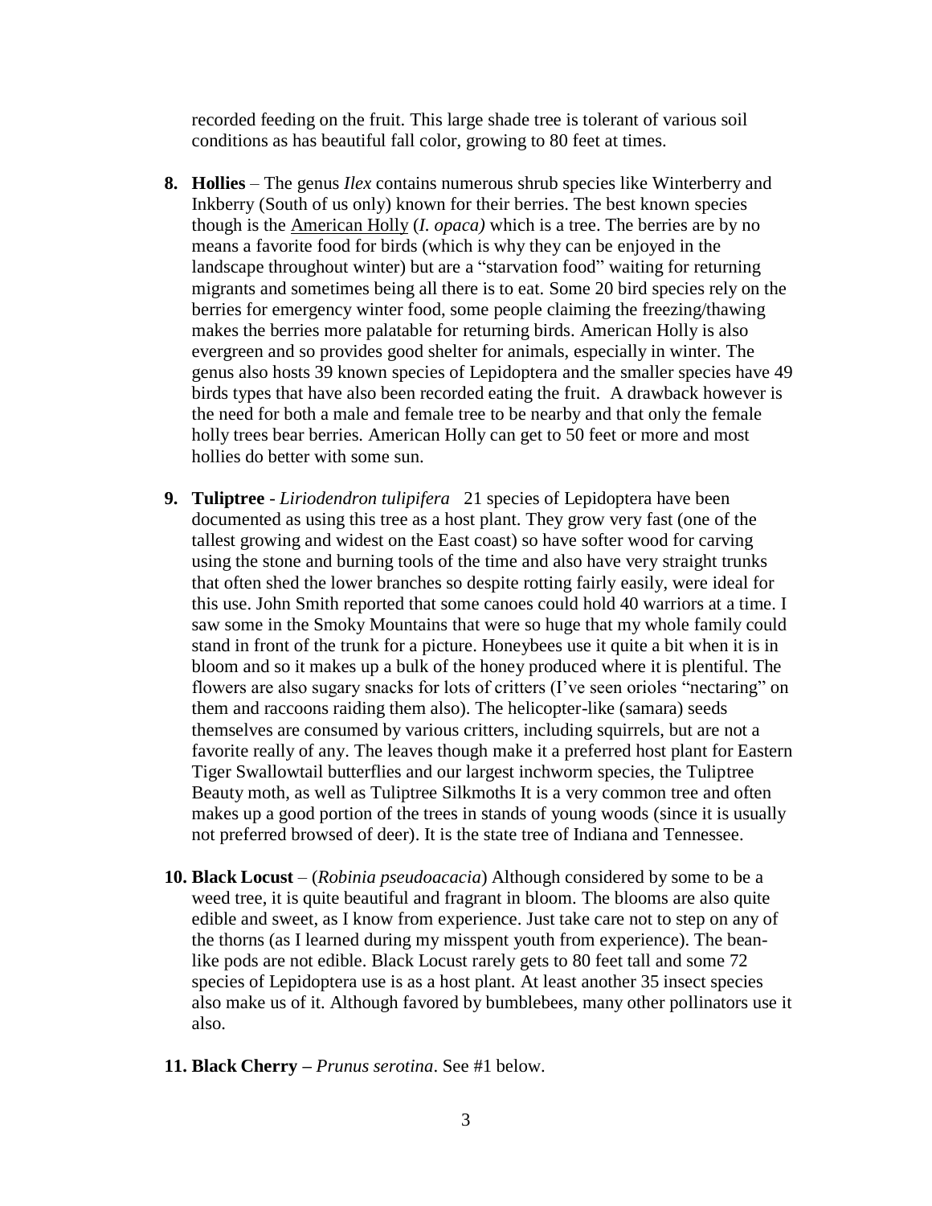recorded feeding on the fruit. This large shade tree is tolerant of various soil conditions as has beautiful fall color, growing to 80 feet at times.

8. **Hollies** – The genus *Ilex* contains numerous shrub species like Winterberry and Inkberry (South of us only) known for their berries. The best known species though is the American Holly (*I. opaca)* which is a tree. The berries are by no means a favorite food for birds (which is why they can be enjoyed in the landscape throughout winter) but are a "starvation food" waiting for returning migrants and sometimes being all there is to eat. Some 20 bird species rely on the berries for emergency winter food, some people claiming the freezing/thawing makes the berries more palatable for returning birds. American Holly is also evergreen and so provides good shelter for animals, especially in winter. The genus also hosts 39 known species of Lepidoptera and the smaller species have 49 birds types that have also been recorded eating the fruit. A drawback however is the need for both a male and female tree to be nearby and that only the female holly trees bear berries. American Holly can get to 50 feet or more and most hollies do better with some sun.

9. **Tuliptree** - *Liriodendron tulipifera* 21 species of Lepidoptera have been documented as using this tree as a host plant. They grow very fast (one of the tallest growing and widest on the East coast) so have softer wood for carving using the stone and burning tools of the time and also have very straight trunks that often shed the lower branches so despite rotting fairly easily, were ideal for this use. John Smith reported that some canoes could hold 40 warriors at a time. I saw some in the Smoky Mountains that were so huge that my whole family could stand in front of the trunk for a picture. Honeybees use it quite a bit when it is in bloom and so it makes up a bulk of the honey produced where it is plentiful. The flowers are also sugary snacks for lots of critters (I've seen orioles "nectaring" on them and raccoons raiding them also). The helicopter-like (samara) seeds themselves are consumed by various critters, including squirrels, but are not a favorite really of any. The leaves though make it a preferred host plant for Eastern Tiger Swallowtail butterflies and our largest inchworm species, the Tuliptree Beauty moth, as well as Tuliptree Silkmoths It is a very common tree and often makes up a good portion of the trees in stands of young woods (since it is usually not preferred browsed of deer). It is the state tree of Indiana and Tennessee.

10. **Black Locust** – (*Robinia pseudoacacia*) Although considered by some to be a weed tree, it is quite beautiful and fragrant in bloom. The blooms are also quite edible and sweet, as I know from experience. Just take care not to step on any of the thorns (as I learned during my misspent youth from experience). The bean-like pods are not edible. Black Locust rarely gets to 80 feet tall and some 72 species of Lepidoptera use is as a host plant. At least another 35 insect species also make us of it. Although favored by bumblebees, many other pollinators use it also.

11. **Black Cherry –** *Prunus serotina*. See #1 below.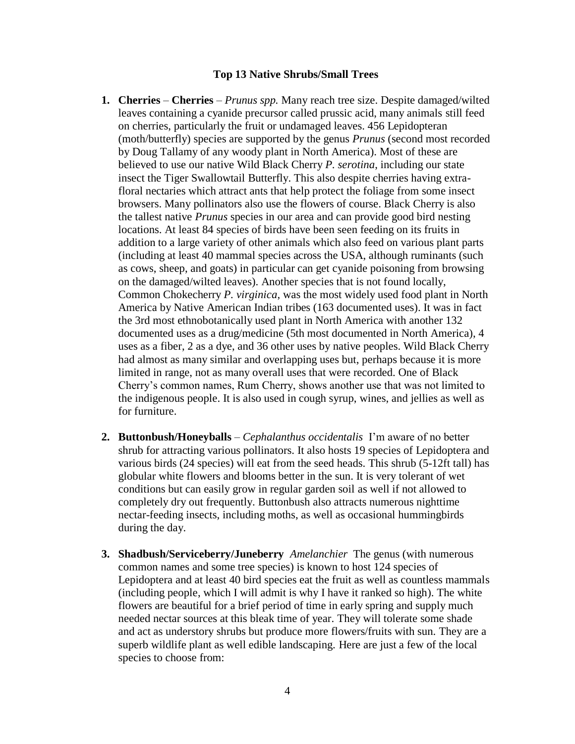**Top 13 Native Shrubs/Small Trees**

1. **Cherries** – **Cherries** – *Prunus spp.* Many reach tree size. Despite damaged/wilted leaves containing a cyanide precursor called prussic acid, many animals still feed on cherries, particularly the fruit or undamaged leaves. 456 Lepidopteran (moth/butterfly) species are supported by the genus *Prunus* (second most recorded by Doug Tallamy of any woody plant in North America). Most of these are believed to use our native Wild Black Cherry *P. serotina*, including our state insect the Tiger Swallowtail Butterfly. This also despite cherries having extra-floral nectaries which attract ants that help protect the foliage from some insect browsers. Many pollinators also use the flowers of course. Black Cherry is also the tallest native *Prunus* species in our area and can provide good bird nesting locations. At least 84 species of birds have been seen feeding on its fruits in addition to a large variety of other animals which also feed on various plant parts (including at least 40 mammal species across the USA, although ruminants (such as cows, sheep, and goats) in particular can get cyanide poisoning from browsing on the damaged/wilted leaves). Another species that is not found locally, Common Chokecherry *P. virginica*, was the most widely used food plant in North America by Native American Indian tribes (163 documented uses). It was in fact the 3rd most ethnobotanically used plant in North America with another 132 documented uses as a drug/medicine (5th most documented in North America), 4 uses as a fiber, 2 as a dye, and 36 other uses by native peoples. Wild Black Cherry had almost as many similar and overlapping uses but, perhaps because it is more limited in range, not as many overall uses that were recorded. One of Black Cherry's common names, Rum Cherry, shows another use that was not limited to the indigenous people. It is also used in cough syrup, wines, and jellies as well as for furniture.

2. **Buttonbush/Honeyballs** – *Cephalanthus occidentalis* I'm aware of no better shrub for attracting various pollinators. It also hosts 19 species of Lepidoptera and various birds (24 species) will eat from the seed heads. This shrub (5-12ft tall) has globular white flowers and blooms better in the sun. It is very tolerant of wet conditions but can easily grow in regular garden soil as well if not allowed to completely dry out frequently. Buttonbush also attracts numerous nighttime nectar-feeding insects, including moths, as well as occasional hummingbirds during the day.

3. **Shadbush/Serviceberry/Juneberry** *Amelanchier* The genus (with numerous common names and some tree species) is known to host 124 species of Lepidoptera and at least 40 bird species eat the fruit as well as countless mammals (including people, which I will admit is why I have it ranked so high). The white flowers are beautiful for a brief period of time in early spring and supply much needed nectar sources at this bleak time of year. They will tolerate some shade and act as understory shrubs but produce more flowers/fruits with sun. They are a superb wildlife plant as well edible landscaping. Here are just a few of the local species to choose from: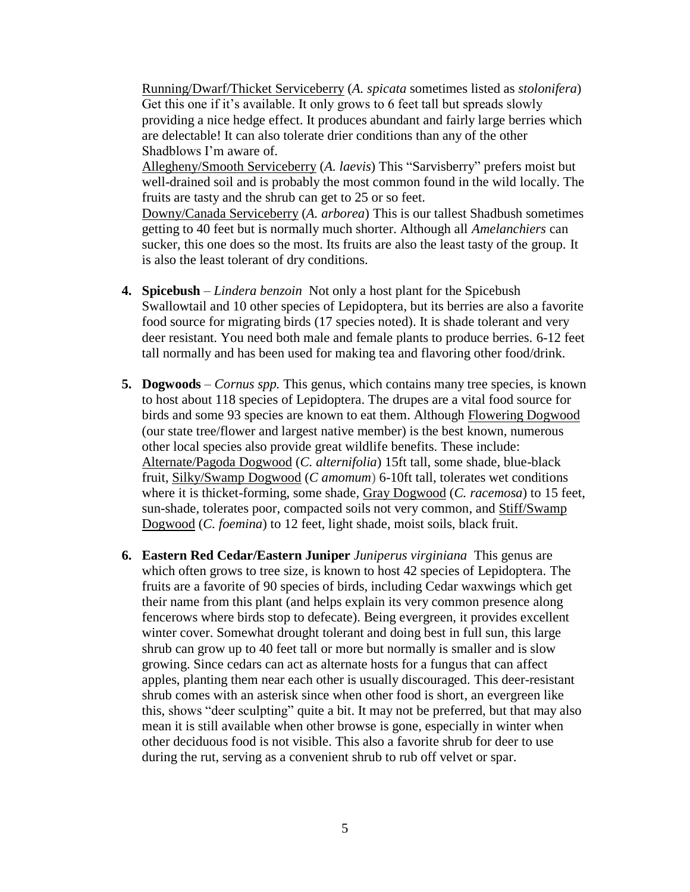Running/Dwarf/Thicket Serviceberry (*A. spicata* sometimes listed as *stolonifera*) Get this one if it's available. It only grows to 6 feet tall but spreads slowly providing a nice hedge effect. It produces abundant and fairly large berries which are delectable! It can also tolerate drier conditions than any of the other Shadblows I'm aware of.
Allegheny/Smooth Serviceberry (*A. laevis*) This "Sarvisberry" prefers moist but well-drained soil and is probably the most common found in the wild locally. The fruits are tasty and the shrub can get to 25 or so feet.
Downy/Canada Serviceberry (*A. arborea*) This is our tallest Shadbush sometimes getting to 40 feet but is normally much shorter. Although all *Amelanchiers* can sucker, this one does so the most. Its fruits are also the least tasty of the group. It is also the least tolerant of dry conditions.

4. **Spicebush** – *Lindera benzoin* Not only a host plant for the Spicebush Swallowtail and 10 other species of Lepidoptera, but its berries are also a favorite food source for migrating birds (17 species noted). It is shade tolerant and very deer resistant. You need both male and female plants to produce berries. 6-12 feet tall normally and has been used for making tea and flavoring other food/drink.

5. **Dogwoods** – *Cornus spp.* This genus, which contains many tree species, is known to host about 118 species of Lepidoptera. The drupes are a vital food source for birds and some 93 species are known to eat them. Although Flowering Dogwood (our state tree/flower and largest native member) is the best known, numerous other local species also provide great wildlife benefits. These include: Alternate/Pagoda Dogwood (*C. alternifolia*) 15ft tall, some shade, blue-black fruit, Silky/Swamp Dogwood (*C amomum*) 6-10ft tall, tolerates wet conditions where it is thicket-forming, some shade, Gray Dogwood (*C. racemosa*) to 15 feet, sun-shade, tolerates poor, compacted soils not very common, and Stiff/Swamp Dogwood (*C. foemina*) to 12 feet, light shade, moist soils, black fruit.

6. **Eastern Red Cedar/Eastern Juniper** *Juniperus virginiana* This genus are which often grows to tree size, is known to host 42 species of Lepidoptera. The fruits are a favorite of 90 species of birds, including Cedar waxwings which get their name from this plant (and helps explain its very common presence along fencerows where birds stop to defecate). Being evergreen, it provides excellent winter cover. Somewhat drought tolerant and doing best in full sun, this large shrub can grow up to 40 feet tall or more but normally is smaller and is slow growing. Since cedars can act as alternate hosts for a fungus that can affect apples, planting them near each other is usually discouraged. This deer-resistant shrub comes with an asterisk since when other food is short, an evergreen like this, shows "deer sculpting" quite a bit. It may not be preferred, but that may also mean it is still available when other browse is gone, especially in winter when other deciduous food is not visible. This also a favorite shrub for deer to use during the rut, serving as a convenient shrub to rub off velvet or spar.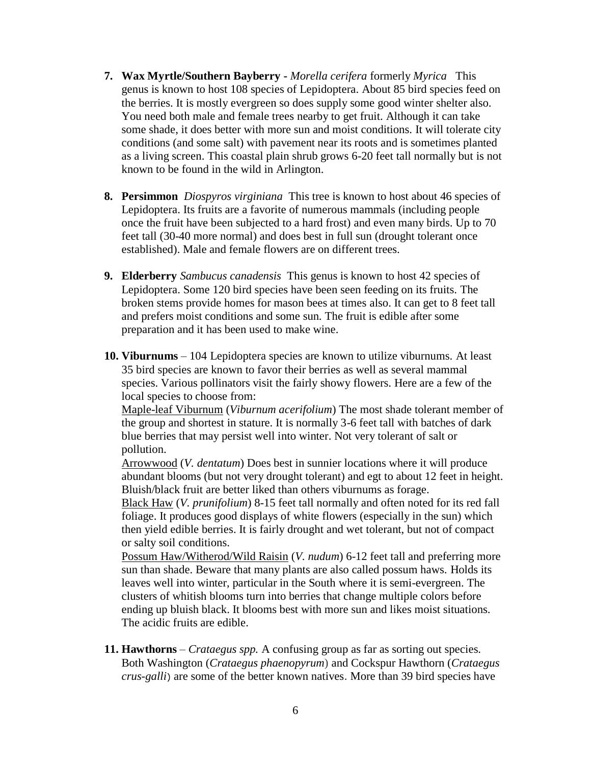7. **Wax Myrtle/Southern Bayberry -** *Morella cerifera* formerly *Myrica* This genus is known to host 108 species of Lepidoptera. About 85 bird species feed on the berries. It is mostly evergreen so does supply some good winter shelter also. You need both male and female trees nearby to get fruit. Although it can take some shade, it does better with more sun and moist conditions. It will tolerate city conditions (and some salt) with pavement near its roots and is sometimes planted as a living screen. This coastal plain shrub grows 6-20 feet tall normally but is not known to be found in the wild in Arlington.

8. **Persimmon** *Diospyros virginiana* This tree is known to host about 46 species of Lepidoptera. Its fruits are a favorite of numerous mammals (including people once the fruit have been subjected to a hard frost) and even many birds. Up to 70 feet tall (30-40 more normal) and does best in full sun (drought tolerant once established). Male and female flowers are on different trees.

9. **Elderberry** *Sambucus canadensis* This genus is known to host 42 species of Lepidoptera. Some 120 bird species have been seen feeding on its fruits. The broken stems provide homes for mason bees at times also. It can get to 8 feet tall and prefers moist conditions and some sun. The fruit is edible after some preparation and it has been used to make wine.

10. **Viburnums** – 104 Lepidoptera species are known to utilize viburnums. At least 35 bird species are known to favor their berries as well as several mammal species. Various pollinators visit the fairly showy flowers. Here are a few of the local species to choose from:
    <u>Maple-leaf Viburnum</u> (*Viburnum acerifolium*) The most shade tolerant member of the group and shortest in stature. It is normally 3-6 feet tall with batches of dark blue berries that may persist well into winter. Not very tolerant of salt or pollution.
    <u>Arrowwood</u> (*V. dentatum*) Does best in sunnier locations where it will produce abundant blooms (but not very drought tolerant) and egt to about 12 feet in height. Bluish/black fruit are better liked than others viburnums as forage.
    <u>Black Haw</u> (*V. prunifolium*) 8-15 feet tall normally and often noted for its red fall foliage. It produces good displays of white flowers (especially in the sun) which then yield edible berries. It is fairly drought and wet tolerant, but not of compact or salty soil conditions.
    <u>Possum Haw/Witherod/Wild Raisin</u> (*V. nudum*) 6-12 feet tall and preferring more sun than shade. Beware that many plants are also called possum haws. Holds its leaves well into winter, particular in the South where it is semi-evergreen. The clusters of whitish blooms turn into berries that change multiple colors before ending up bluish black. It blooms best with more sun and likes moist situations. The acidic fruits are edible.

11. **Hawthorns** – *Crataegus spp.* A confusing group as far as sorting out species. Both Washington (*Crataegus phaenopyrum*) and Cockspur Hawthorn (*Crataegus crus-galli*) are some of the better known natives. More than 39 bird species have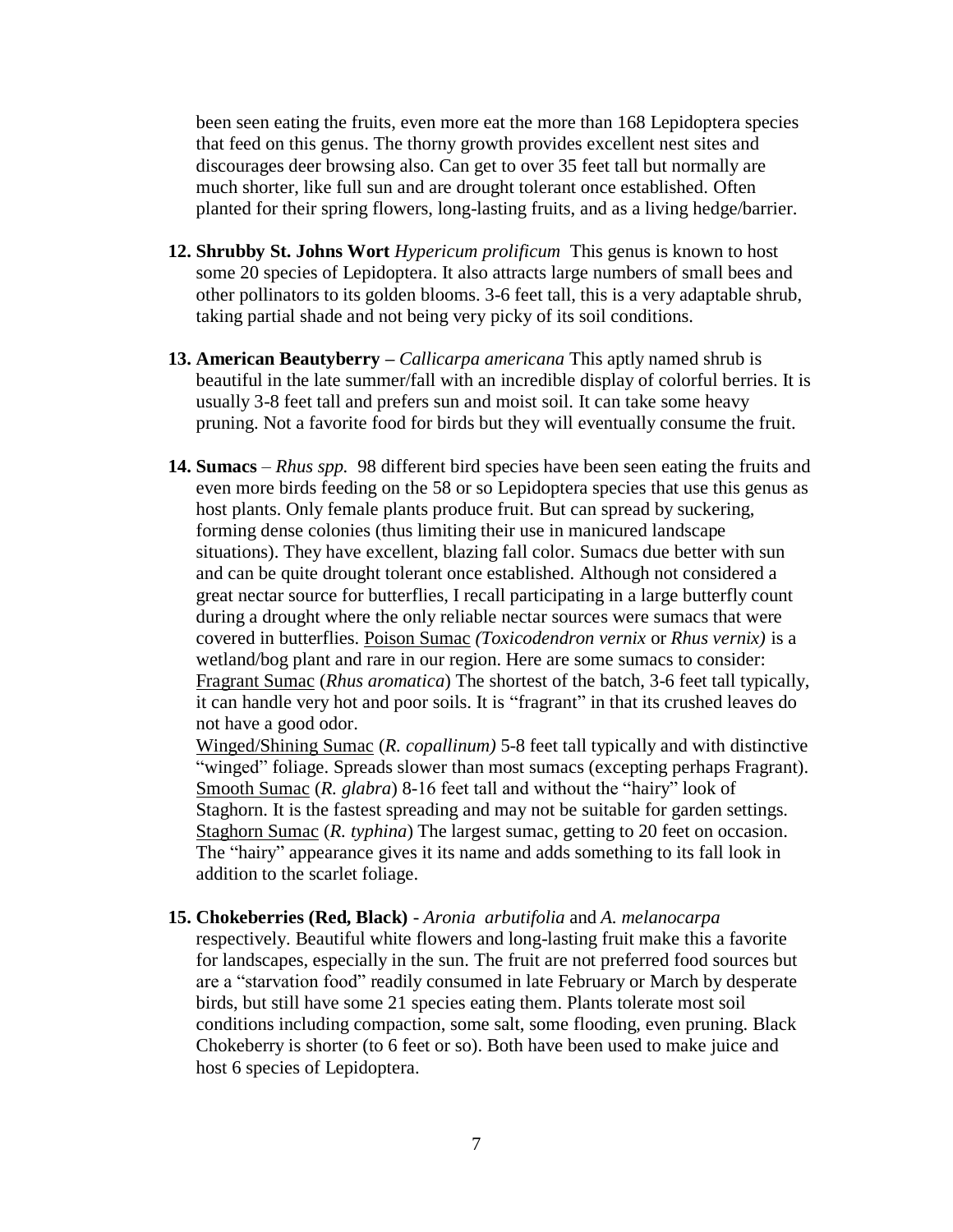been seen eating the fruits, even more eat the more than 168 Lepidoptera species that feed on this genus. The thorny growth provides excellent nest sites and discourages deer browsing also. Can get to over 35 feet tall but normally are much shorter, like full sun and are drought tolerant once established. Often planted for their spring flowers, long-lasting fruits, and as a living hedge/barrier.

12. **Shrubby St. Johns Wort** *Hypericum prolificum* This genus is known to host some 20 species of Lepidoptera. It also attracts large numbers of small bees and other pollinators to its golden blooms. 3-6 feet tall, this is a very adaptable shrub, taking partial shade and not being very picky of its soil conditions.

13. **American Beautyberry –** *Callicarpa americana* This aptly named shrub is beautiful in the late summer/fall with an incredible display of colorful berries. It is usually 3-8 feet tall and prefers sun and moist soil. It can take some heavy pruning. Not a favorite food for birds but they will eventually consume the fruit.

14. **Sumacs** – *Rhus spp.* 98 different bird species have been seen eating the fruits and even more birds feeding on the 58 or so Lepidoptera species that use this genus as host plants. Only female plants produce fruit. But can spread by suckering, forming dense colonies (thus limiting their use in manicured landscape situations). They have excellent, blazing fall color. Sumacs due better with sun and can be quite drought tolerant once established. Although not considered a great nectar source for butterflies, I recall participating in a large butterfly count during a drought where the only reliable nectar sources were sumacs that were covered in butterflies. Poison Sumac *(Toxicodendron vernix* or *Rhus vernix)* is a wetland/bog plant and rare in our region. Here are some sumacs to consider:
    Fragrant Sumac (*Rhus aromatica*) The shortest of the batch, 3-6 feet tall typically, it can handle very hot and poor soils. It is "fragrant" in that its crushed leaves do not have a good odor.
    Winged/Shining Sumac (*R. copallinum)* 5-8 feet tall typically and with distinctive "winged" foliage. Spreads slower than most sumacs (excepting perhaps Fragrant).
    Smooth Sumac (*R. glabra*) 8-16 feet tall and without the "hairy" look of Staghorn. It is the fastest spreading and may not be suitable for garden settings.
    Staghorn Sumac (*R. typhina*) The largest sumac, getting to 20 feet on occasion. The "hairy" appearance gives it its name and adds something to its fall look in addition to the scarlet foliage.

15. **Chokeberries (Red, Black)** - *Aronia arbutifolia* and *A. melanocarpa* respectively. Beautiful white flowers and long-lasting fruit make this a favorite for landscapes, especially in the sun. The fruit are not preferred food sources but are a "starvation food" readily consumed in late February or March by desperate birds, but still have some 21 species eating them. Plants tolerate most soil conditions including compaction, some salt, some flooding, even pruning. Black Chokeberry is shorter (to 6 feet or so). Both have been used to make juice and host 6 species of Lepidoptera.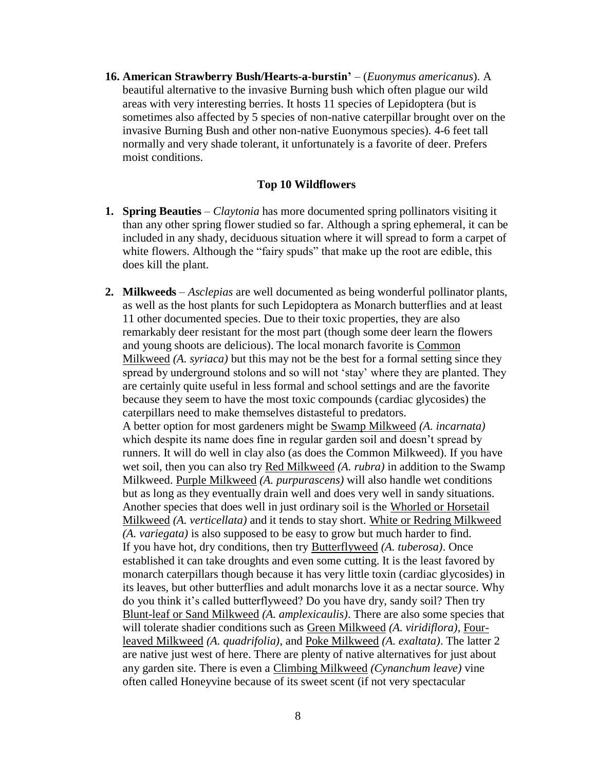16. **American Strawberry Bush/Hearts-a-burstin'** – (*Euonymus americanus*). A beautiful alternative to the invasive Burning bush which often plague our wild areas with very interesting berries. It hosts 11 species of Lepidoptera (but is sometimes also affected by 5 species of non-native caterpillar brought over on the invasive Burning Bush and other non-native Euonymous species). 4-6 feet tall normally and very shade tolerant, it unfortunately is a favorite of deer. Prefers moist conditions.

## Top 10 Wildflowers

1. **Spring Beauties** – *Claytonia* has more documented spring pollinators visiting it than any other spring flower studied so far. Although a spring ephemeral, it can be included in any shady, deciduous situation where it will spread to form a carpet of white flowers. Although the "fairy spuds" that make up the root are edible, this does kill the plant.

2. **Milkweeds** – *Asclepias* are well documented as being wonderful pollinator plants, as well as the host plants for such Lepidoptera as Monarch butterflies and at least 11 other documented species. Due to their toxic properties, they are also remarkably deer resistant for the most part (though some deer learn the flowers and young shoots are delicious). The local monarch favorite is Common Milkweed *(A. syriaca)* but this may not be the best for a formal setting since they spread by underground stolons and so will not 'stay' where they are planted. They are certainly quite useful in less formal and school settings and are the favorite because they seem to have the most toxic compounds (cardiac glycosides) the caterpillars need to make themselves distasteful to predators.
   A better option for most gardeners might be Swamp Milkweed *(A. incarnata)* which despite its name does fine in regular garden soil and doesn't spread by runners. It will do well in clay also (as does the Common Milkweed). If you have wet soil, then you can also try Red Milkweed *(A. rubra)* in addition to the Swamp Milkweed. Purple Milkweed *(A. purpurascens)* will also handle wet conditions but as long as they eventually drain well and does very well in sandy situations. Another species that does well in just ordinary soil is the Whorled or Horsetail Milkweed *(A. verticellata)* and it tends to stay short. White or Redring Milkweed *(A. variegata)* is also supposed to be easy to grow but much harder to find.
   If you have hot, dry conditions, then try Butterflyweed *(A. tuberosa)*. Once established it can take droughts and even some cutting. It is the least favored by monarch caterpillars though because it has very little toxin (cardiac glycosides) in its leaves, but other butterflies and adult monarchs love it as a nectar source. Why do you think it's called butterflyweed? Do you have dry, sandy soil? Then try Blunt-leaf or Sand Milkweed *(A. amplexicaulis)*. There are also some species that will tolerate shadier conditions such as Green Milkweed *(A. viridiflora)*, Four-leaved Milkweed *(A. quadrifolia)*, and Poke Milkweed *(A. exaltata)*. The latter 2 are native just west of here. There are plenty of native alternatives for just about any garden site. There is even a Climbing Milkweed *(Cynanchum leave)* vine often called Honeyvine because of its sweet scent (if not very spectacular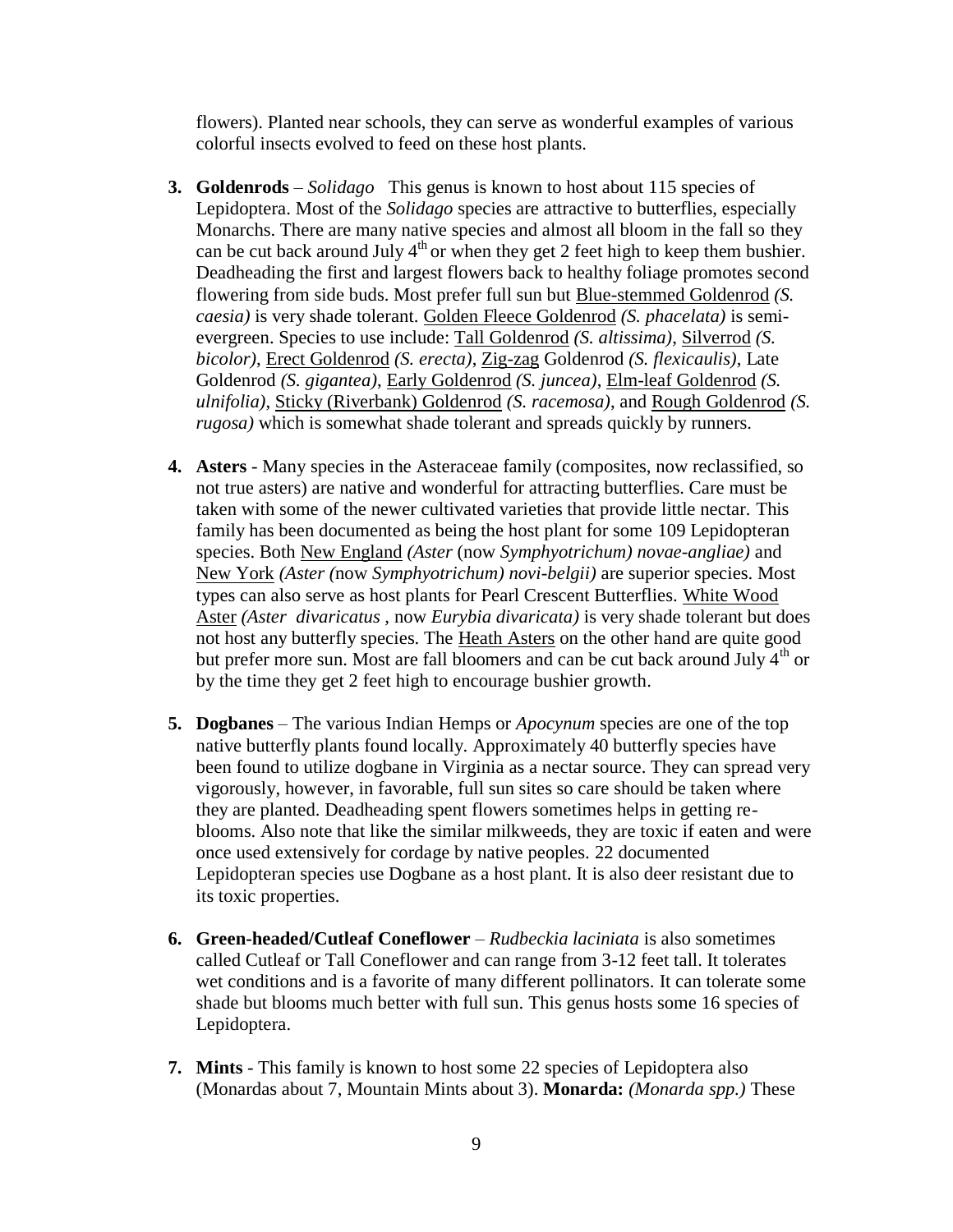flowers). Planted near schools, they can serve as wonderful examples of various colorful insects evolved to feed on these host plants.

3. **Goldenrods** – *Solidago* This genus is known to host about 115 species of Lepidoptera. Most of the *Solidago* species are attractive to butterflies, especially Monarchs. There are many native species and almost all bloom in the fall so they can be cut back around July 4th or when they get 2 feet high to keep them bushier. Deadheading the first and largest flowers back to healthy foliage promotes second flowering from side buds. Most prefer full sun but Blue-stemmed Goldenrod *(S. caesia)* is very shade tolerant. Golden Fleece Goldenrod *(S. phacelata)* is semi-evergreen. Species to use include: Tall Goldenrod *(S. altissima)*, Silverrod *(S. bicolor)*, Erect Goldenrod *(S. erecta)*, Zig-zag Goldenrod *(S. flexicaulis)*, Late Goldenrod *(S. gigantea)*, Early Goldenrod *(S. juncea)*, Elm-leaf Goldenrod *(S. ulnifolia)*, Sticky (Riverbank) Goldenrod *(S. racemosa)*, and Rough Goldenrod *(S. rugosa)* which is somewhat shade tolerant and spreads quickly by runners.

4. **Asters** - Many species in the Asteraceae family (composites, now reclassified, so not true asters) are native and wonderful for attracting butterflies. Care must be taken with some of the newer cultivated varieties that provide little nectar. This family has been documented as being the host plant for some 109 Lepidopteran species. Both New England *(Aster* (now *Symphyotrichum) novae-angliae)* and New York *(Aster (*now *Symphyotrichum) novi-belgii)* are superior species. Most types can also serve as host plants for Pearl Crescent Butterflies. White Wood Aster *(Aster divaricatus* , now *Eurybia divaricata)* is very shade tolerant but does not host any butterfly species. The Heath Asters on the other hand are quite good but prefer more sun. Most are fall bloomers and can be cut back around July 4th or by the time they get 2 feet high to encourage bushier growth.

5. **Dogbanes** – The various Indian Hemps or *Apocynum* species are one of the top native butterfly plants found locally. Approximately 40 butterfly species have been found to utilize dogbane in Virginia as a nectar source. They can spread very vigorously, however, in favorable, full sun sites so care should be taken where they are planted. Deadheading spent flowers sometimes helps in getting re-blooms. Also note that like the similar milkweeds, they are toxic if eaten and were once used extensively for cordage by native peoples. 22 documented Lepidopteran species use Dogbane as a host plant. It is also deer resistant due to its toxic properties.

6. **Green-headed/Cutleaf Coneflower** – *Rudbeckia laciniata* is also sometimes called Cutleaf or Tall Coneflower and can range from 3-12 feet tall. It tolerates wet conditions and is a favorite of many different pollinators. It can tolerate some shade but blooms much better with full sun. This genus hosts some 16 species of Lepidoptera.

7. **Mints** - This family is known to host some 22 species of Lepidoptera also (Monardas about 7, Mountain Mints about 3). **Monarda:** *(Monarda spp.)* These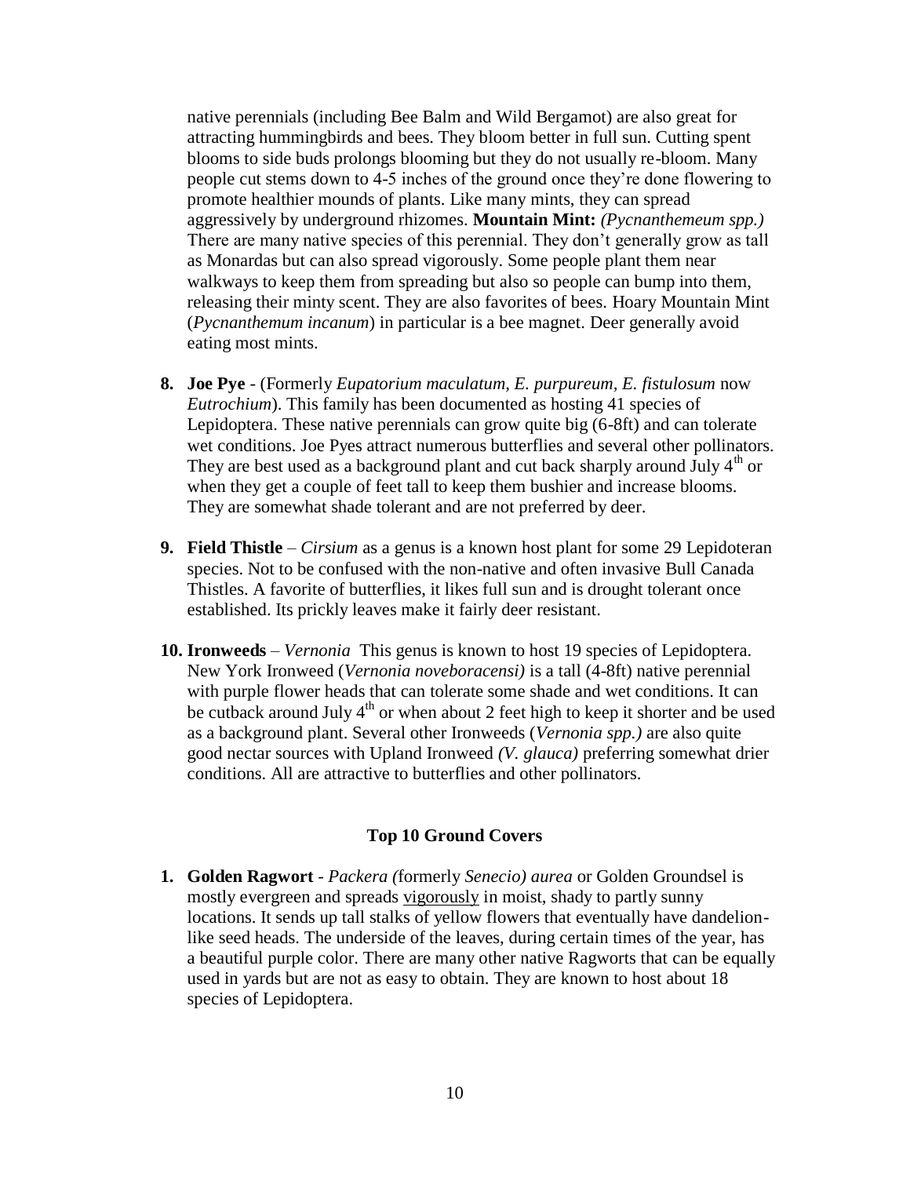native perennials (including Bee Balm and Wild Bergamot) are also great for attracting hummingbirds and bees. They bloom better in full sun. Cutting spent blooms to side buds prolongs blooming but they do not usually re-bloom. Many people cut stems down to 4-5 inches of the ground once they're done flowering to promote healthier mounds of plants. Like many mints, they can spread aggressively by underground rhizomes. **Mountain Mint:** *(Pycnanthemeum spp.)* There are many native species of this perennial. They don't generally grow as tall as Monardas but can also spread vigorously. Some people plant them near walkways to keep them from spreading but also so people can bump into them, releasing their minty scent. They are also favorites of bees. Hoary Mountain Mint (*Pycnanthemum incanum*) in particular is a bee magnet. Deer generally avoid eating most mints.

8. **Joe Pye** - (Formerly *Eupatorium maculatum, E. purpureum, E. fistulosum* now *Eutrochium*). This family has been documented as hosting 41 species of Lepidoptera. These native perennials can grow quite big (6-8ft) and can tolerate wet conditions. Joe Pyes attract numerous butterflies and several other pollinators. They are best used as a background plant and cut back sharply around July 4th or when they get a couple of feet tall to keep them bushier and increase blooms. They are somewhat shade tolerant and are not preferred by deer.

9. **Field Thistle** – *Cirsium* as a genus is a known host plant for some 29 Lepidoteran species. Not to be confused with the non-native and often invasive Bull Canada Thistles. A favorite of butterflies, it likes full sun and is drought tolerant once established. Its prickly leaves make it fairly deer resistant.

10. **Ironweeds** – *Vernonia* This genus is known to host 19 species of Lepidoptera. New York Ironweed (*Vernonia noveboracensi)* is a tall (4-8ft) native perennial with purple flower heads that can tolerate some shade and wet conditions. It can be cutback around July 4th or when about 2 feet high to keep it shorter and be used as a background plant. Several other Ironweeds (*Vernonia spp.)* are also quite good nectar sources with Upland Ironweed *(V. glauca)* preferring somewhat drier conditions. All are attractive to butterflies and other pollinators.

## Top 10 Ground Covers

1. **Golden Ragwort** - *Packera (*formerly *Senecio) aurea* or Golden Groundsel is mostly evergreen and spreads <u>vigorously</u> in moist, shady to partly sunny locations. It sends up tall stalks of yellow flowers that eventually have dandelion-like seed heads. The underside of the leaves, during certain times of the year, has a beautiful purple color. There are many other native Ragworts that can be equally used in yards but are not as easy to obtain. They are known to host about 18 species of Lepidoptera.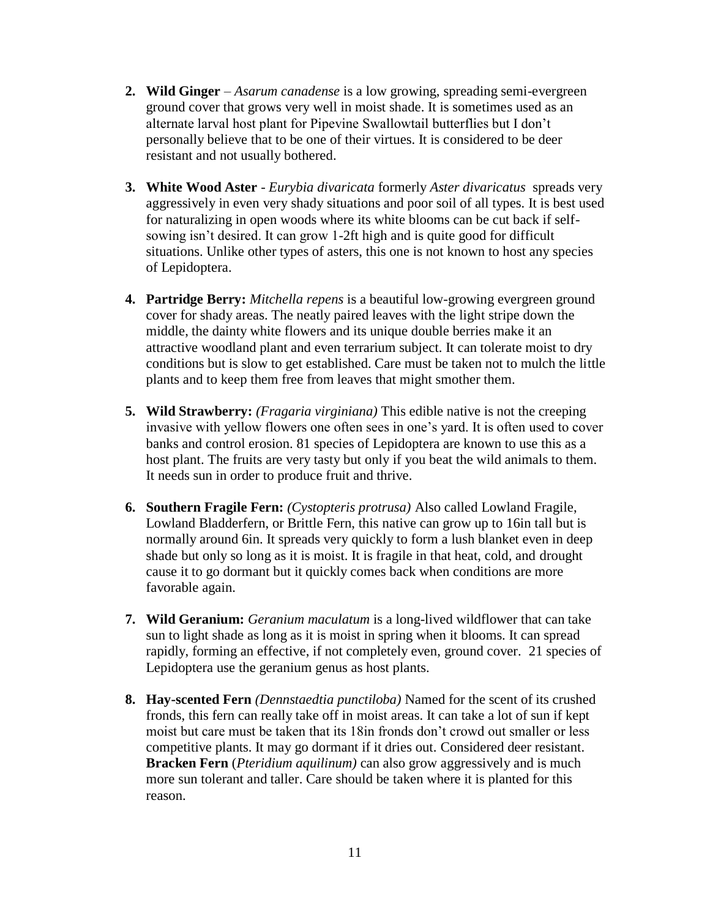2. **Wild Ginger** – *Asarum canadense* is a low growing, spreading semi-evergreen ground cover that grows very well in moist shade. It is sometimes used as an alternate larval host plant for Pipevine Swallowtail butterflies but I don't personally believe that to be one of their virtues. It is considered to be deer resistant and not usually bothered.

3. **White Wood Aster** - *Eurybia divaricata* formerly *Aster divaricatus* spreads very aggressively in even very shady situations and poor soil of all types. It is best used for naturalizing in open woods where its white blooms can be cut back if self-sowing isn't desired. It can grow 1-2ft high and is quite good for difficult situations. Unlike other types of asters, this one is not known to host any species of Lepidoptera.

4. **Partridge Berry:** *Mitchella repens* is a beautiful low-growing evergreen ground cover for shady areas. The neatly paired leaves with the light stripe down the middle, the dainty white flowers and its unique double berries make it an attractive woodland plant and even terrarium subject. It can tolerate moist to dry conditions but is slow to get established. Care must be taken not to mulch the little plants and to keep them free from leaves that might smother them.

5. **Wild Strawberry:** *(Fragaria virginiana)* This edible native is not the creeping invasive with yellow flowers one often sees in one's yard. It is often used to cover banks and control erosion. 81 species of Lepidoptera are known to use this as a host plant. The fruits are very tasty but only if you beat the wild animals to them. It needs sun in order to produce fruit and thrive.

6. **Southern Fragile Fern:** *(Cystopteris protrusa)* Also called Lowland Fragile, Lowland Bladderfern, or Brittle Fern, this native can grow up to 16in tall but is normally around 6in. It spreads very quickly to form a lush blanket even in deep shade but only so long as it is moist. It is fragile in that heat, cold, and drought cause it to go dormant but it quickly comes back when conditions are more favorable again.

7. **Wild Geranium:** *Geranium maculatum* is a long-lived wildflower that can take sun to light shade as long as it is moist in spring when it blooms. It can spread rapidly, forming an effective, if not completely even, ground cover. 21 species of Lepidoptera use the geranium genus as host plants.

8. **Hay-scented Fern** *(Dennstaedtia punctiloba)* Named for the scent of its crushed fronds, this fern can really take off in moist areas. It can take a lot of sun if kept moist but care must be taken that its 18in fronds don't crowd out smaller or less competitive plants. It may go dormant if it dries out. Considered deer resistant. **Bracken Fern** (*Pteridium aquilinum)* can also grow aggressively and is much more sun tolerant and taller. Care should be taken where it is planted for this reason.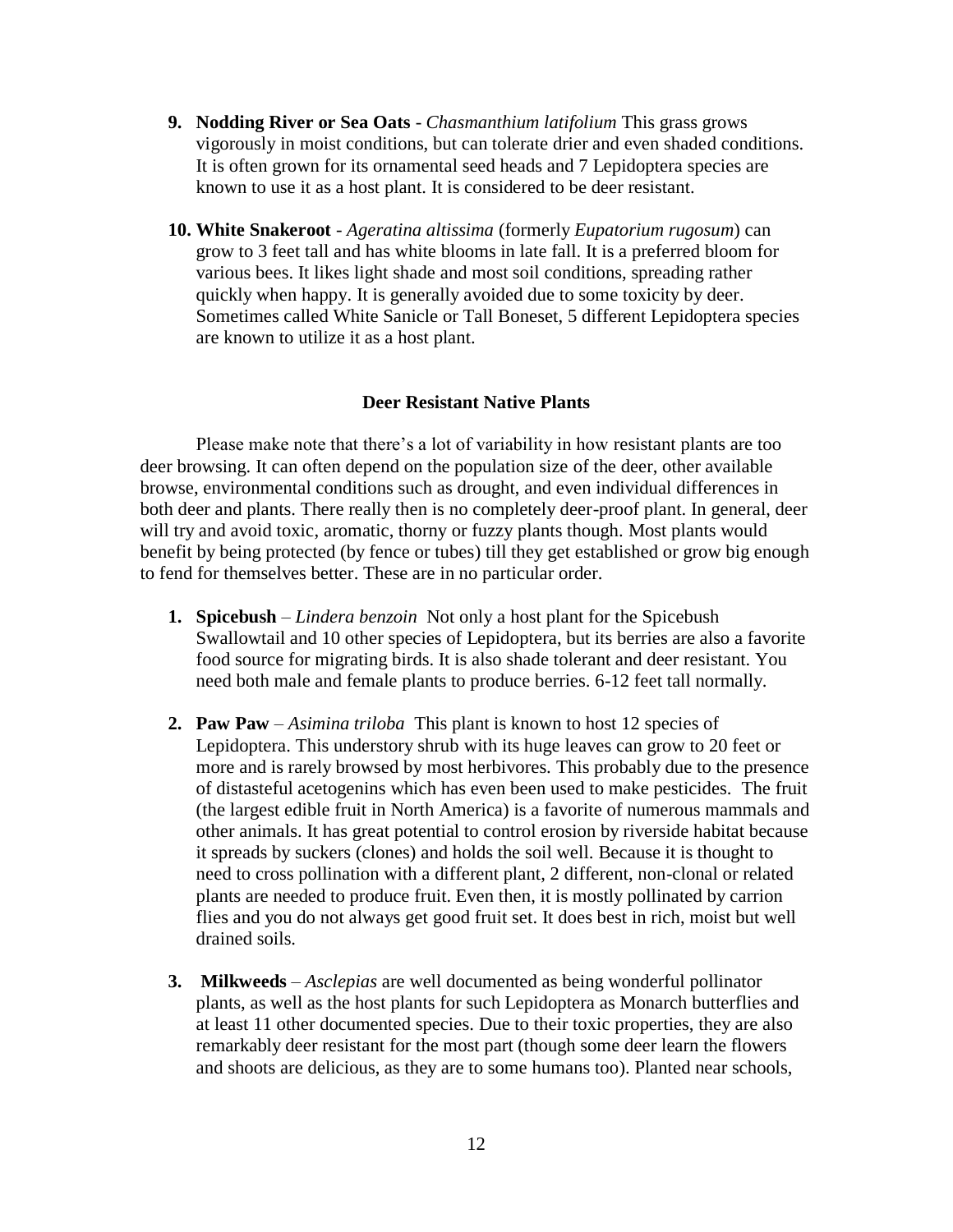9. **Nodding River or Sea Oats** - *Chasmanthium latifolium* This grass grows vigorously in moist conditions, but can tolerate drier and even shaded conditions. It is often grown for its ornamental seed heads and 7 Lepidoptera species are known to use it as a host plant. It is considered to be deer resistant.

10. **White Snakeroot** - *Ageratina altissima* (formerly *Eupatorium rugosum*) can grow to 3 feet tall and has white blooms in late fall. It is a preferred bloom for various bees. It likes light shade and most soil conditions, spreading rather quickly when happy. It is generally avoided due to some toxicity by deer. Sometimes called White Sanicle or Tall Boneset, 5 different Lepidoptera species are known to utilize it as a host plant.

## Deer Resistant Native Plants

Please make note that there's a lot of variability in how resistant plants are too deer browsing. It can often depend on the population size of the deer, other available browse, environmental conditions such as drought, and even individual differences in both deer and plants. There really then is no completely deer-proof plant. In general, deer will try and avoid toxic, aromatic, thorny or fuzzy plants though. Most plants would benefit by being protected (by fence or tubes) till they get established or grow big enough to fend for themselves better. These are in no particular order.

1. **Spicebush** – *Lindera benzoin* Not only a host plant for the Spicebush Swallowtail and 10 other species of Lepidoptera, but its berries are also a favorite food source for migrating birds. It is also shade tolerant and deer resistant. You need both male and female plants to produce berries. 6-12 feet tall normally.

2. **Paw Paw** – *Asimina triloba* This plant is known to host 12 species of Lepidoptera. This understory shrub with its huge leaves can grow to 20 feet or more and is rarely browsed by most herbivores. This probably due to the presence of distasteful acetogenins which has even been used to make pesticides. The fruit (the largest edible fruit in North America) is a favorite of numerous mammals and other animals. It has great potential to control erosion by riverside habitat because it spreads by suckers (clones) and holds the soil well. Because it is thought to need to cross pollination with a different plant, 2 different, non-clonal or related plants are needed to produce fruit. Even then, it is mostly pollinated by carrion flies and you do not always get good fruit set. It does best in rich, moist but well drained soils.

3. **Milkweeds** – *Asclepias* are well documented as being wonderful pollinator plants, as well as the host plants for such Lepidoptera as Monarch butterflies and at least 11 other documented species. Due to their toxic properties, they are also remarkably deer resistant for the most part (though some deer learn the flowers and shoots are delicious, as they are to some humans too). Planted near schools,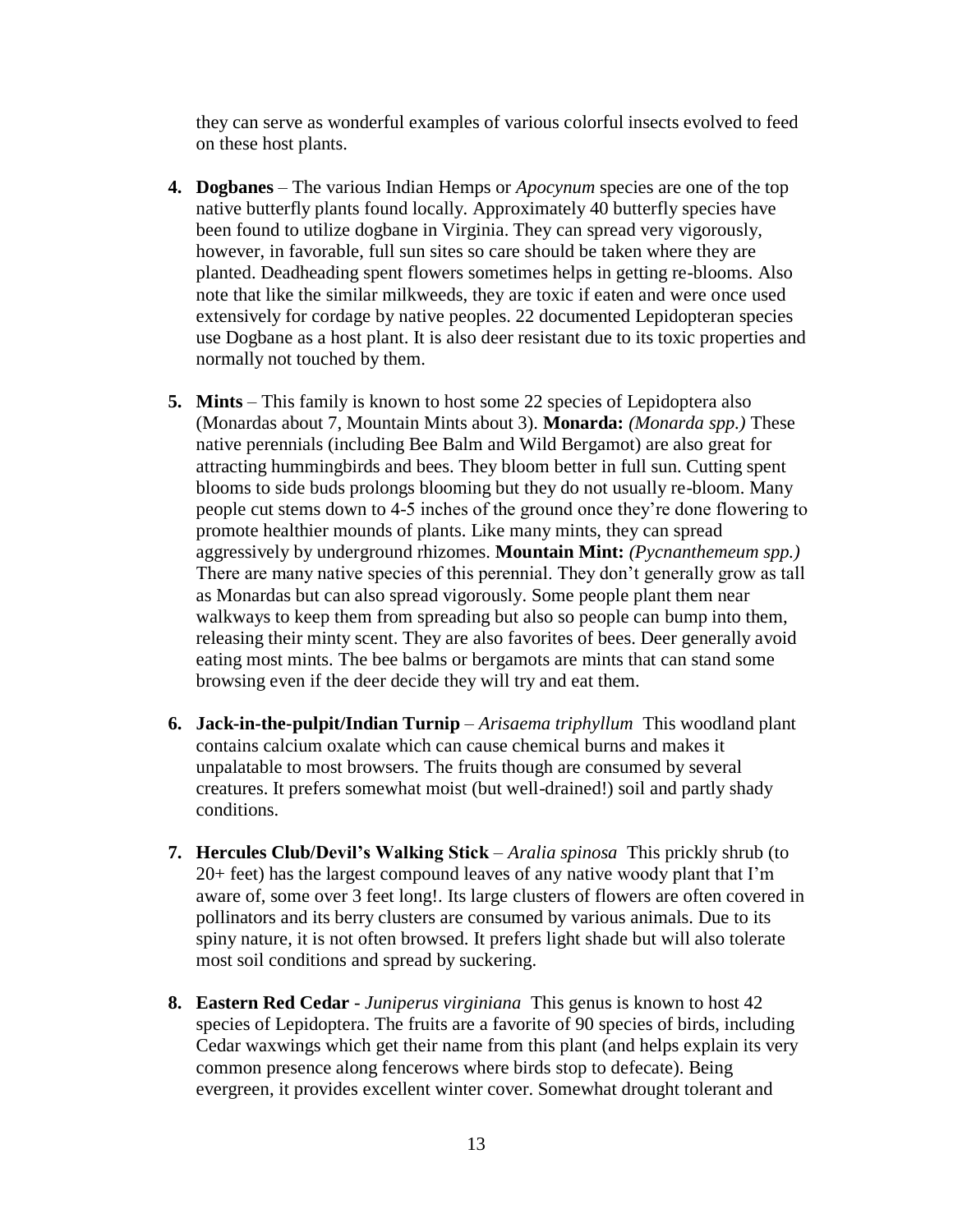they can serve as wonderful examples of various colorful insects evolved to feed on these host plants.

4. **Dogbanes** – The various Indian Hemps or *Apocynum* species are one of the top native butterfly plants found locally. Approximately 40 butterfly species have been found to utilize dogbane in Virginia. They can spread very vigorously, however, in favorable, full sun sites so care should be taken where they are planted. Deadheading spent flowers sometimes helps in getting re-blooms. Also note that like the similar milkweeds, they are toxic if eaten and were once used extensively for cordage by native peoples. 22 documented Lepidopteran species use Dogbane as a host plant. It is also deer resistant due to its toxic properties and normally not touched by them.

5. **Mints** – This family is known to host some 22 species of Lepidoptera also (Monardas about 7, Mountain Mints about 3). **Monarda:** *(Monarda spp.)* These native perennials (including Bee Balm and Wild Bergamot) are also great for attracting hummingbirds and bees. They bloom better in full sun. Cutting spent blooms to side buds prolongs blooming but they do not usually re-bloom. Many people cut stems down to 4-5 inches of the ground once they're done flowering to promote healthier mounds of plants. Like many mints, they can spread aggressively by underground rhizomes. **Mountain Mint:** *(Pycnanthemeum spp.)* There are many native species of this perennial. They don't generally grow as tall as Monardas but can also spread vigorously. Some people plant them near walkways to keep them from spreading but also so people can bump into them, releasing their minty scent. They are also favorites of bees. Deer generally avoid eating most mints. The bee balms or bergamots are mints that can stand some browsing even if the deer decide they will try and eat them.

6. **Jack-in-the-pulpit/Indian Turnip** – *Arisaema triphyllum* This woodland plant contains calcium oxalate which can cause chemical burns and makes it unpalatable to most browsers. The fruits though are consumed by several creatures. It prefers somewhat moist (but well-drained!) soil and partly shady conditions.

7. **Hercules Club/Devil's Walking Stick** – *Aralia spinosa* This prickly shrub (to 20+ feet) has the largest compound leaves of any native woody plant that I'm aware of, some over 3 feet long!. Its large clusters of flowers are often covered in pollinators and its berry clusters are consumed by various animals. Due to its spiny nature, it is not often browsed. It prefers light shade but will also tolerate most soil conditions and spread by suckering.

8. **Eastern Red Cedar** - *Juniperus virginiana* This genus is known to host 42 species of Lepidoptera. The fruits are a favorite of 90 species of birds, including Cedar waxwings which get their name from this plant (and helps explain its very common presence along fencerows where birds stop to defecate). Being evergreen, it provides excellent winter cover. Somewhat drought tolerant and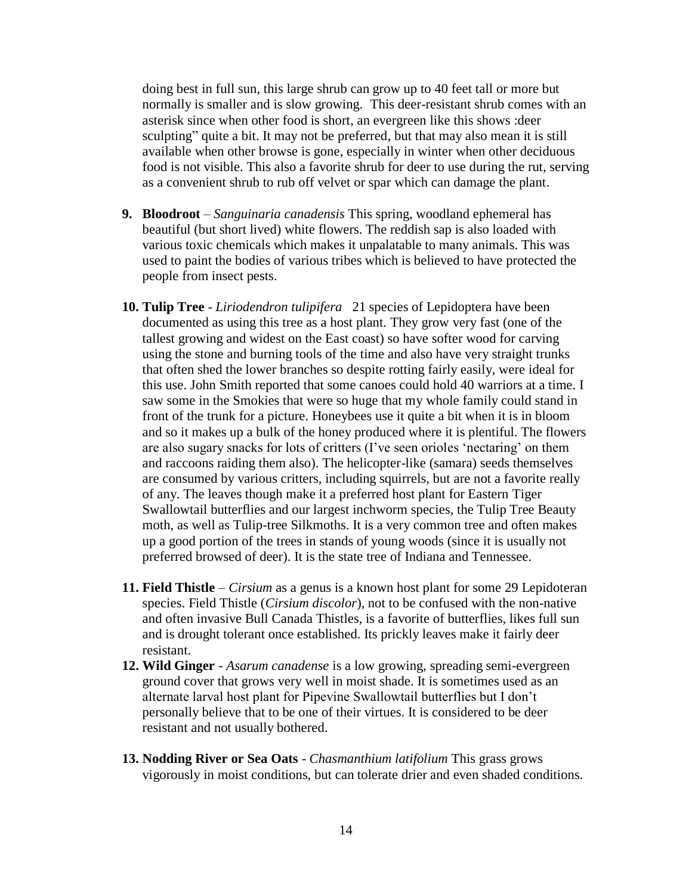doing best in full sun, this large shrub can grow up to 40 feet tall or more but normally is smaller and is slow growing. This deer-resistant shrub comes with an asterisk since when other food is short, an evergreen like this shows :deer sculpting" quite a bit. It may not be preferred, but that may also mean it is still available when other browse is gone, especially in winter when other deciduous food is not visible. This also a favorite shrub for deer to use during the rut, serving as a convenient shrub to rub off velvet or spar which can damage the plant.

9. **Bloodroot** – *Sanguinaria canadensis* This spring, woodland ephemeral has beautiful (but short lived) white flowers. The reddish sap is also loaded with various toxic chemicals which makes it unpalatable to many animals. This was used to paint the bodies of various tribes which is believed to have protected the people from insect pests.

10. **Tulip Tree** - *Liriodendron tulipifera* 21 species of Lepidoptera have been documented as using this tree as a host plant. They grow very fast (one of the tallest growing and widest on the East coast) so have softer wood for carving using the stone and burning tools of the time and also have very straight trunks that often shed the lower branches so despite rotting fairly easily, were ideal for this use. John Smith reported that some canoes could hold 40 warriors at a time. I saw some in the Smokies that were so huge that my whole family could stand in front of the trunk for a picture. Honeybees use it quite a bit when it is in bloom and so it makes up a bulk of the honey produced where it is plentiful. The flowers are also sugary snacks for lots of critters (I've seen orioles 'nectaring' on them and raccoons raiding them also). The helicopter-like (samara) seeds themselves are consumed by various critters, including squirrels, but are not a favorite really of any. The leaves though make it a preferred host plant for Eastern Tiger Swallowtail butterflies and our largest inchworm species, the Tulip Tree Beauty moth, as well as Tulip-tree Silkmoths. It is a very common tree and often makes up a good portion of the trees in stands of young woods (since it is usually not preferred browsed of deer). It is the state tree of Indiana and Tennessee.

11. **Field Thistle** – *Cirsium* as a genus is a known host plant for some 29 Lepidoteran species. Field Thistle (*Cirsium discolor*), not to be confused with the non-native and often invasive Bull Canada Thistles, is a favorite of butterflies, likes full sun and is drought tolerant once established. Its prickly leaves make it fairly deer resistant.

12. **Wild Ginger** - *Asarum canadense* is a low growing, spreading semi-evergreen ground cover that grows very well in moist shade. It is sometimes used as an alternate larval host plant for Pipevine Swallowtail butterflies but I don't personally believe that to be one of their virtues. It is considered to be deer resistant and not usually bothered.

13. **Nodding River or Sea Oats** - *Chasmanthium latifolium* This grass grows vigorously in moist conditions, but can tolerate drier and even shaded conditions.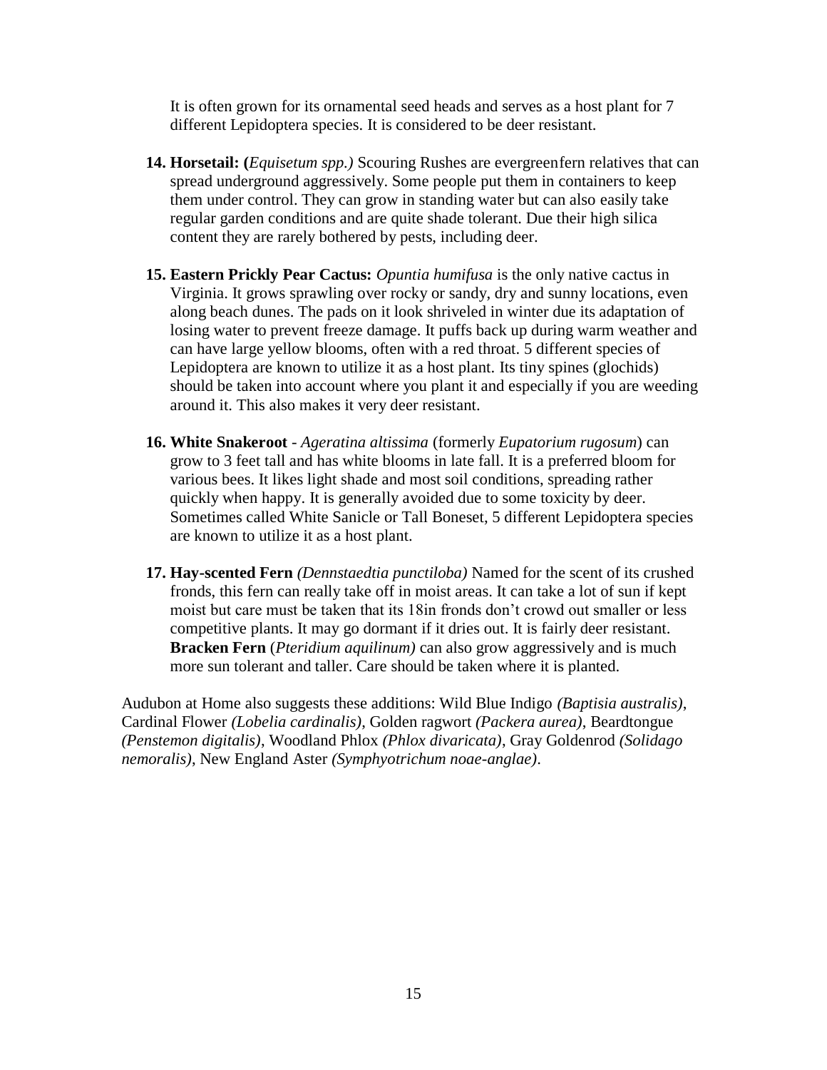It is often grown for its ornamental seed heads and serves as a host plant for 7 different Lepidoptera species. It is considered to be deer resistant.

14. **Horsetail: (***Equisetum spp.)* Scouring Rushes are evergreenfern relatives that can spread underground aggressively. Some people put them in containers to keep them under control. They can grow in standing water but can also easily take regular garden conditions and are quite shade tolerant. Due their high silica content they are rarely bothered by pests, including deer.

15. **Eastern Prickly Pear Cactus:** *Opuntia humifusa* is the only native cactus in Virginia. It grows sprawling over rocky or sandy, dry and sunny locations, even along beach dunes. The pads on it look shriveled in winter due its adaptation of losing water to prevent freeze damage. It puffs back up during warm weather and can have large yellow blooms, often with a red throat. 5 different species of Lepidoptera are known to utilize it as a host plant. Its tiny spines (glochids) should be taken into account where you plant it and especially if you are weeding around it. This also makes it very deer resistant.

16. **White Snakeroot** - *Ageratina altissima* (formerly *Eupatorium rugosum*) can grow to 3 feet tall and has white blooms in late fall. It is a preferred bloom for various bees. It likes light shade and most soil conditions, spreading rather quickly when happy. It is generally avoided due to some toxicity by deer. Sometimes called White Sanicle or Tall Boneset, 5 different Lepidoptera species are known to utilize it as a host plant.

17. **Hay-scented Fern** *(Dennstaedtia punctiloba)* Named for the scent of its crushed fronds, this fern can really take off in moist areas. It can take a lot of sun if kept moist but care must be taken that its 18in fronds don't crowd out smaller or less competitive plants. It may go dormant if it dries out. It is fairly deer resistant. **Bracken Fern** (*Pteridium aquilinum)* can also grow aggressively and is much more sun tolerant and taller. Care should be taken where it is planted.

Audubon at Home also suggests these additions: Wild Blue Indigo *(Baptisia australis)*, Cardinal Flower *(Lobelia cardinalis)*, Golden ragwort *(Packera aurea)*, Beardtongue *(Penstemon digitalis)*, Woodland Phlox *(Phlox divaricata)*, Gray Goldenrod *(Solidago nemoralis)*, New England Aster *(Symphyotrichum noae-anglae)*.